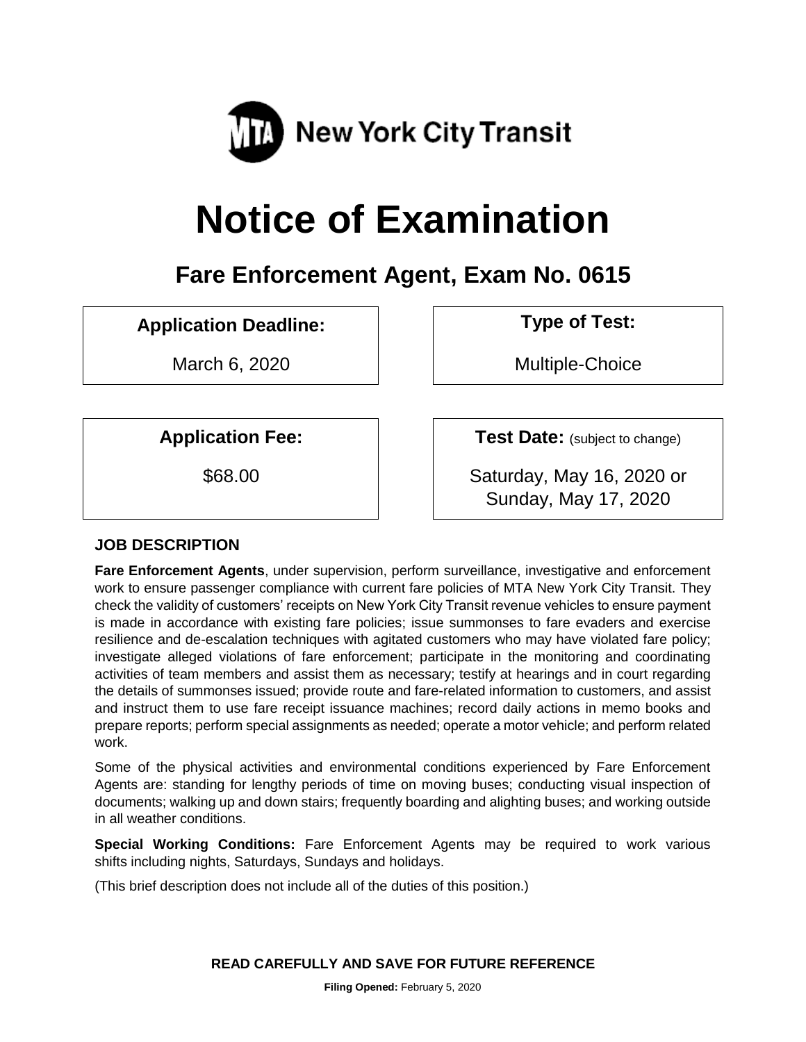MTA New York City Transit

# Notice of Examination

## Fare Enforcement Agent, Exam No. 0615

| **Application Deadline:** | **Type of Test:** |
|---|---|
| March 6, 2020 | Multiple-Choice |

| **Application Fee:** | **Test Date:** (subject to change) |
|---|---|
| $68.00 | Saturday, May 16, 2020 or Sunday, May 17, 2020 |

### JOB DESCRIPTION

**Fare Enforcement Agents**, under supervision, perform surveillance, investigative and enforcement work to ensure passenger compliance with current fare policies of MTA New York City Transit. They check the validity of customers' receipts on New York City Transit revenue vehicles to ensure payment is made in accordance with existing fare policies; issue summonses to fare evaders and exercise resilience and de-escalation techniques with agitated customers who may have violated fare policy; investigate alleged violations of fare enforcement; participate in the monitoring and coordinating activities of team members and assist them as necessary; testify at hearings and in court regarding the details of summonses issued; provide route and fare-related information to customers, and assist and instruct them to use fare receipt issuance machines; record daily actions in memo books and prepare reports; perform special assignments as needed; operate a motor vehicle; and perform related work.

Some of the physical activities and environmental conditions experienced by Fare Enforcement Agents are: standing for lengthy periods of time on moving buses; conducting visual inspection of documents; walking up and down stairs; frequently boarding and alighting buses; and working outside in all weather conditions.

**Special Working Conditions:** Fare Enforcement Agents may be required to work various shifts including nights, Saturdays, Sundays and holidays.

(This brief description does not include all of the duties of this position.)

**READ CAREFULLY AND SAVE FOR FUTURE REFERENCE**

**Filing Opened:** February 5, 2020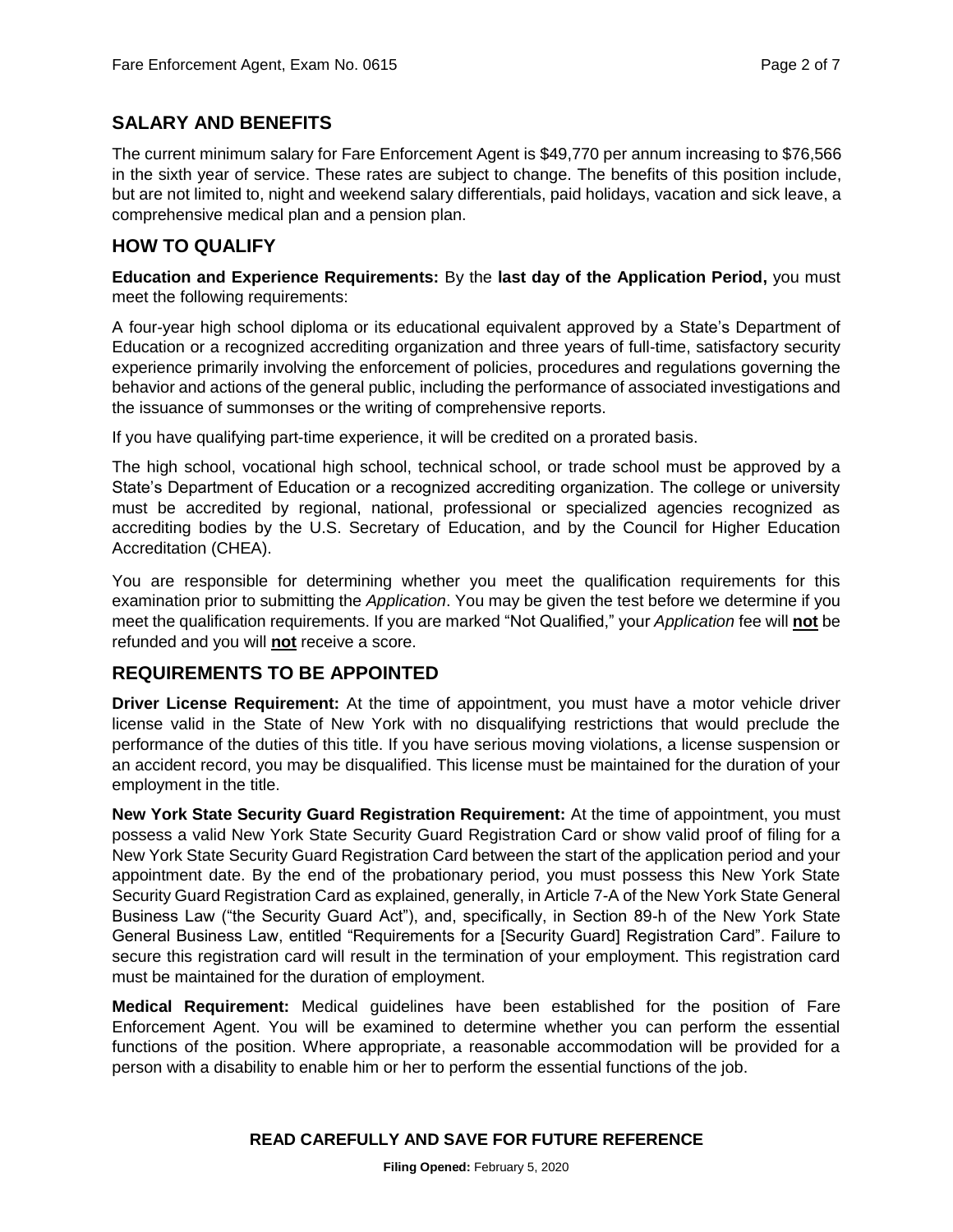## SALARY AND BENEFITS

The current minimum salary for Fare Enforcement Agent is $49,770 per annum increasing to $76,566 in the sixth year of service. These rates are subject to change. The benefits of this position include, but are not limited to, night and weekend salary differentials, paid holidays, vacation and sick leave, a comprehensive medical plan and a pension plan.

## HOW TO QUALIFY

**Education and Experience Requirements:** By the **last day of the Application Period,** you must meet the following requirements:

A four-year high school diploma or its educational equivalent approved by a State's Department of Education or a recognized accrediting organization and three years of full-time, satisfactory security experience primarily involving the enforcement of policies, procedures and regulations governing the behavior and actions of the general public, including the performance of associated investigations and the issuance of summonses or the writing of comprehensive reports.

If you have qualifying part-time experience, it will be credited on a prorated basis.

The high school, vocational high school, technical school, or trade school must be approved by a State's Department of Education or a recognized accrediting organization. The college or university must be accredited by regional, national, professional or specialized agencies recognized as accrediting bodies by the U.S. Secretary of Education, and by the Council for Higher Education Accreditation (CHEA).

You are responsible for determining whether you meet the qualification requirements for this examination prior to submitting the *Application*. You may be given the test before we determine if you meet the qualification requirements. If you are marked "Not Qualified," your *Application* fee will **not** be refunded and you will **not** receive a score.

## REQUIREMENTS TO BE APPOINTED

**Driver License Requirement:** At the time of appointment, you must have a motor vehicle driver license valid in the State of New York with no disqualifying restrictions that would preclude the performance of the duties of this title. If you have serious moving violations, a license suspension or an accident record, you may be disqualified. This license must be maintained for the duration of your employment in the title.

**New York State Security Guard Registration Requirement:** At the time of appointment, you must possess a valid New York State Security Guard Registration Card or show valid proof of filing for a New York State Security Guard Registration Card between the start of the application period and your appointment date. By the end of the probationary period, you must possess this New York State Security Guard Registration Card as explained, generally, in Article 7-A of the New York State General Business Law ("the Security Guard Act"), and, specifically, in Section 89-h of the New York State General Business Law, entitled "Requirements for a [Security Guard] Registration Card". Failure to secure this registration card will result in the termination of your employment. This registration card must be maintained for the duration of employment.

**Medical Requirement:** Medical guidelines have been established for the position of Fare Enforcement Agent. You will be examined to determine whether you can perform the essential functions of the position. Where appropriate, a reasonable accommodation will be provided for a person with a disability to enable him or her to perform the essential functions of the job.

**READ CAREFULLY AND SAVE FOR FUTURE REFERENCE**

**Filing Opened:** February 5, 2020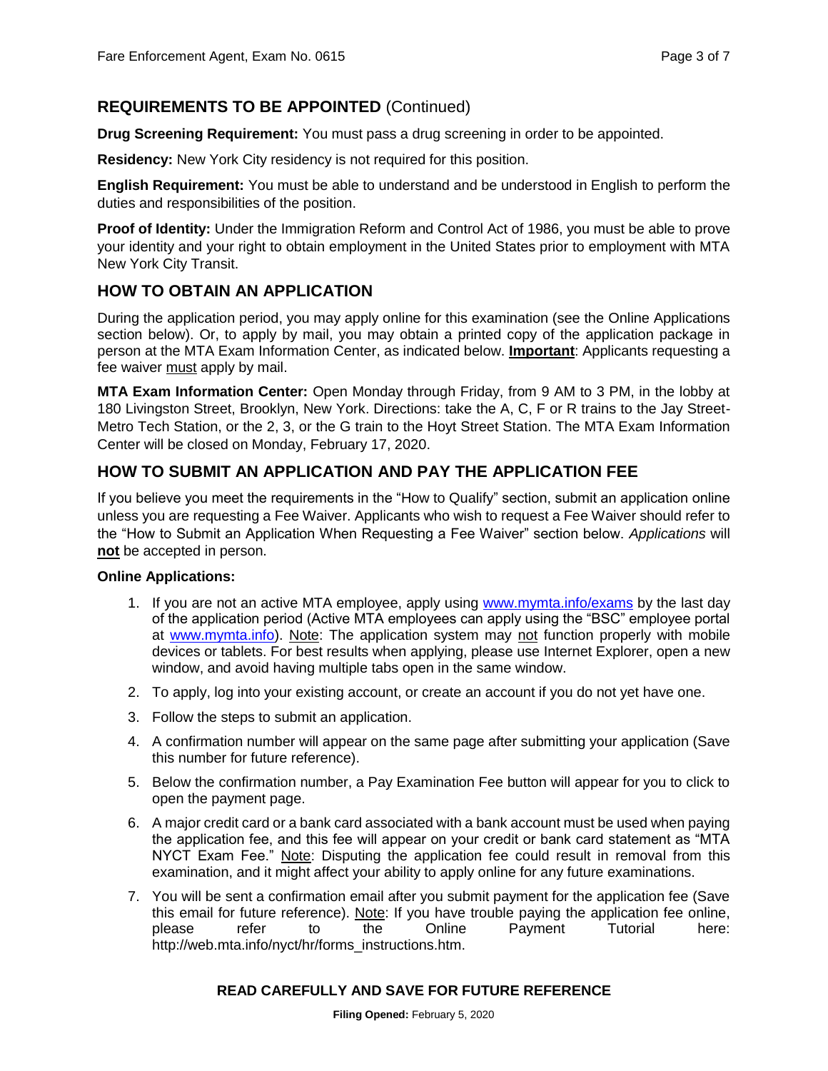## REQUIREMENTS TO BE APPOINTED (Continued)

**Drug Screening Requirement:** You must pass a drug screening in order to be appointed.

**Residency:** New York City residency is not required for this position.

**English Requirement:** You must be able to understand and be understood in English to perform the duties and responsibilities of the position.

**Proof of Identity:** Under the Immigration Reform and Control Act of 1986, you must be able to prove your identity and your right to obtain employment in the United States prior to employment with MTA New York City Transit.

## HOW TO OBTAIN AN APPLICATION

During the application period, you may apply online for this examination (see the Online Applications section below). Or, to apply by mail, you may obtain a printed copy of the application package in person at the MTA Exam Information Center, as indicated below. **Important**: Applicants requesting a fee waiver must apply by mail.

**MTA Exam Information Center:** Open Monday through Friday, from 9 AM to 3 PM, in the lobby at 180 Livingston Street, Brooklyn, New York. Directions: take the A, C, F or R trains to the Jay Street-Metro Tech Station, or the 2, 3, or the G train to the Hoyt Street Station. The MTA Exam Information Center will be closed on Monday, February 17, 2020.

## HOW TO SUBMIT AN APPLICATION AND PAY THE APPLICATION FEE

If you believe you meet the requirements in the "How to Qualify" section, submit an application online unless you are requesting a Fee Waiver. Applicants who wish to request a Fee Waiver should refer to the "How to Submit an Application When Requesting a Fee Waiver" section below. *Applications* will **not** be accepted in person.

**Online Applications:**

1. If you are not an active MTA employee, apply using www.mymta.info/exams by the last day of the application period (Active MTA employees can apply using the "BSC" employee portal at www.mymta.info). Note: The application system may not function properly with mobile devices or tablets. For best results when applying, please use Internet Explorer, open a new window, and avoid having multiple tabs open in the same window.
2. To apply, log into your existing account, or create an account if you do not yet have one.
3. Follow the steps to submit an application.
4. A confirmation number will appear on the same page after submitting your application (Save this number for future reference).
5. Below the confirmation number, a Pay Examination Fee button will appear for you to click to open the payment page.
6. A major credit card or a bank card associated with a bank account must be used when paying the application fee, and this fee will appear on your credit or bank card statement as "MTA NYCT Exam Fee." Note: Disputing the application fee could result in removal from this examination, and it might affect your ability to apply online for any future examinations.
7. You will be sent a confirmation email after you submit payment for the application fee (Save this email for future reference). Note: If you have trouble paying the application fee online, please refer to the Online Payment Tutorial here: http://web.mta.info/nyct/hr/forms_instructions.htm.

**READ CAREFULLY AND SAVE FOR FUTURE REFERENCE**

**Filing Opened:** February 5, 2020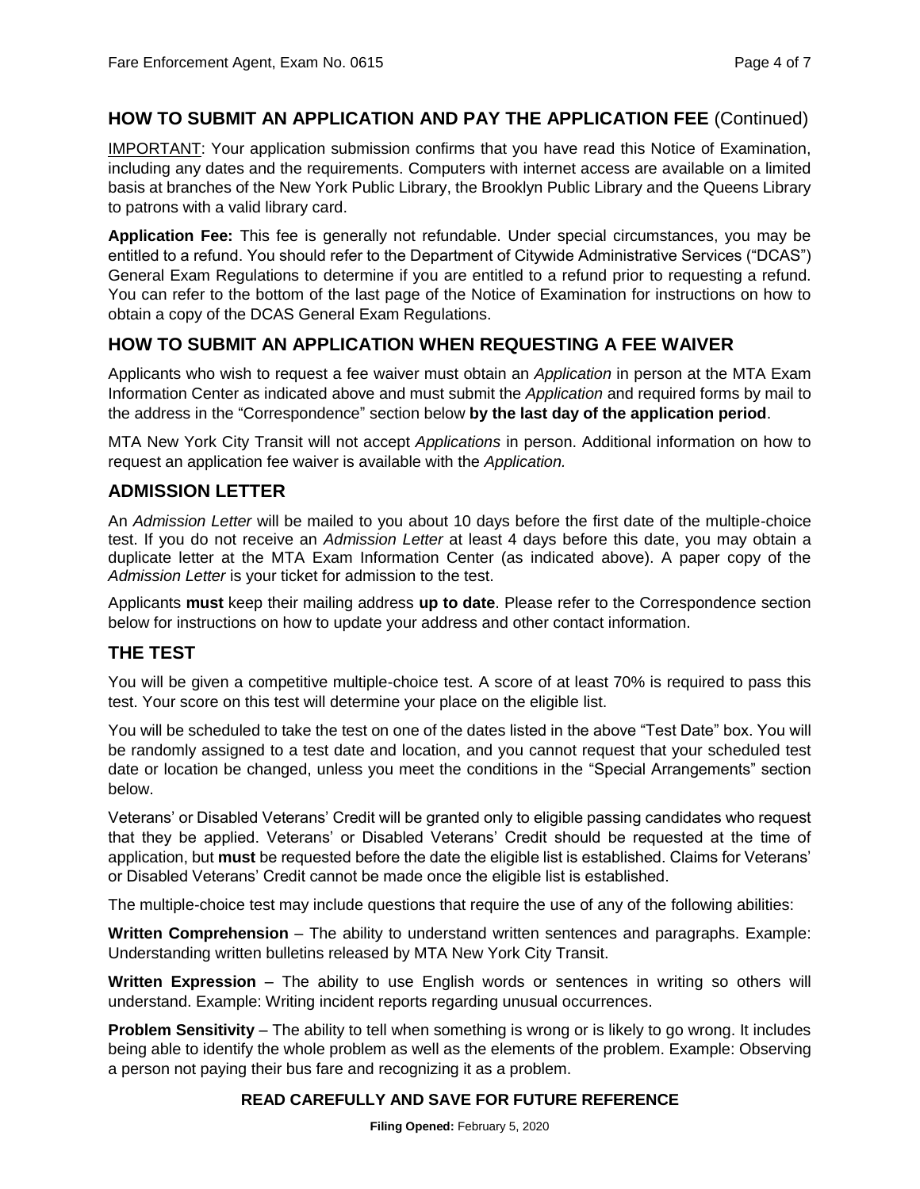## HOW TO SUBMIT AN APPLICATION AND PAY THE APPLICATION FEE (Continued)

IMPORTANT: Your application submission confirms that you have read this Notice of Examination, including any dates and the requirements. Computers with internet access are available on a limited basis at branches of the New York Public Library, the Brooklyn Public Library and the Queens Library to patrons with a valid library card.

**Application Fee:** This fee is generally not refundable. Under special circumstances, you may be entitled to a refund. You should refer to the Department of Citywide Administrative Services ("DCAS") General Exam Regulations to determine if you are entitled to a refund prior to requesting a refund. You can refer to the bottom of the last page of the Notice of Examination for instructions on how to obtain a copy of the DCAS General Exam Regulations.

## HOW TO SUBMIT AN APPLICATION WHEN REQUESTING A FEE WAIVER

Applicants who wish to request a fee waiver must obtain an *Application* in person at the MTA Exam Information Center as indicated above and must submit the *Application* and required forms by mail to the address in the "Correspondence" section below **by the last day of the application period**.

MTA New York City Transit will not accept *Applications* in person. Additional information on how to request an application fee waiver is available with the *Application.*

## ADMISSION LETTER

An *Admission Letter* will be mailed to you about 10 days before the first date of the multiple-choice test. If you do not receive an *Admission Letter* at least 4 days before this date, you may obtain a duplicate letter at the MTA Exam Information Center (as indicated above). A paper copy of the *Admission Letter* is your ticket for admission to the test.

Applicants **must** keep their mailing address **up to date**. Please refer to the Correspondence section below for instructions on how to update your address and other contact information.

## THE TEST

You will be given a competitive multiple-choice test. A score of at least 70% is required to pass this test. Your score on this test will determine your place on the eligible list.

You will be scheduled to take the test on one of the dates listed in the above "Test Date" box. You will be randomly assigned to a test date and location, and you cannot request that your scheduled test date or location be changed, unless you meet the conditions in the "Special Arrangements" section below.

Veterans' or Disabled Veterans' Credit will be granted only to eligible passing candidates who request that they be applied. Veterans' or Disabled Veterans' Credit should be requested at the time of application, but **must** be requested before the date the eligible list is established. Claims for Veterans' or Disabled Veterans' Credit cannot be made once the eligible list is established.

The multiple-choice test may include questions that require the use of any of the following abilities:

**Written Comprehension** – The ability to understand written sentences and paragraphs. Example: Understanding written bulletins released by MTA New York City Transit.

**Written Expression** – The ability to use English words or sentences in writing so others will understand. Example: Writing incident reports regarding unusual occurrences.

**Problem Sensitivity** – The ability to tell when something is wrong or is likely to go wrong. It includes being able to identify the whole problem as well as the elements of the problem. Example: Observing a person not paying their bus fare and recognizing it as a problem.

**READ CAREFULLY AND SAVE FOR FUTURE REFERENCE**

**Filing Opened:** February 5, 2020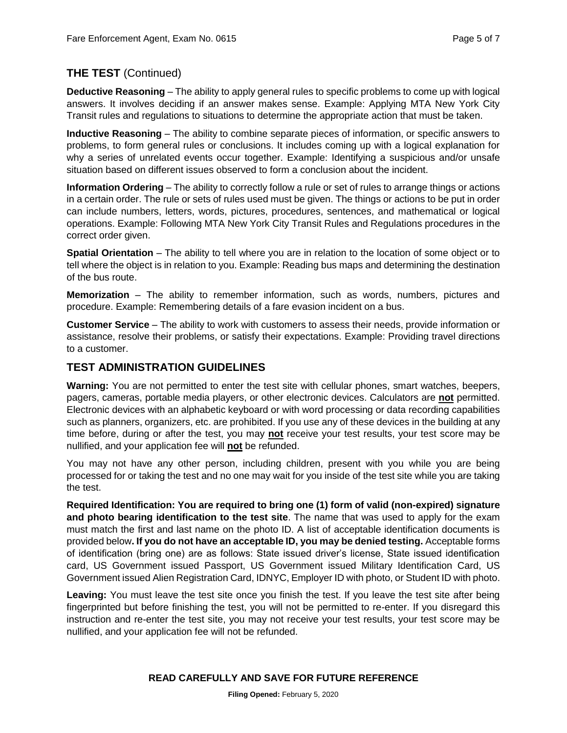## THE TEST (Continued)

**Deductive Reasoning** – The ability to apply general rules to specific problems to come up with logical answers. It involves deciding if an answer makes sense. Example: Applying MTA New York City Transit rules and regulations to situations to determine the appropriate action that must be taken.

**Inductive Reasoning** – The ability to combine separate pieces of information, or specific answers to problems, to form general rules or conclusions. It includes coming up with a logical explanation for why a series of unrelated events occur together. Example: Identifying a suspicious and/or unsafe situation based on different issues observed to form a conclusion about the incident.

**Information Ordering** – The ability to correctly follow a rule or set of rules to arrange things or actions in a certain order. The rule or sets of rules used must be given. The things or actions to be put in order can include numbers, letters, words, pictures, procedures, sentences, and mathematical or logical operations. Example: Following MTA New York City Transit Rules and Regulations procedures in the correct order given.

**Spatial Orientation** – The ability to tell where you are in relation to the location of some object or to tell where the object is in relation to you. Example: Reading bus maps and determining the destination of the bus route.

**Memorization** – The ability to remember information, such as words, numbers, pictures and procedure. Example: Remembering details of a fare evasion incident on a bus.

**Customer Service** – The ability to work with customers to assess their needs, provide information or assistance, resolve their problems, or satisfy their expectations. Example: Providing travel directions to a customer.

## TEST ADMINISTRATION GUIDELINES

**Warning:** You are not permitted to enter the test site with cellular phones, smart watches, beepers, pagers, cameras, portable media players, or other electronic devices. Calculators are **not** permitted. Electronic devices with an alphabetic keyboard or with word processing or data recording capabilities such as planners, organizers, etc. are prohibited. If you use any of these devices in the building at any time before, during or after the test, you may **not** receive your test results, your test score may be nullified, and your application fee will **not** be refunded.

You may not have any other person, including children, present with you while you are being processed for or taking the test and no one may wait for you inside of the test site while you are taking the test.

**Required Identification: You are required to bring one (1) form of valid (non-expired) signature and photo bearing identification to the test site**. The name that was used to apply for the exam must match the first and last name on the photo ID. A list of acceptable identification documents is provided below**. If you do not have an acceptable ID, you may be denied testing.** Acceptable forms of identification (bring one) are as follows: State issued driver's license, State issued identification card, US Government issued Passport, US Government issued Military Identification Card, US Government issued Alien Registration Card, IDNYC, Employer ID with photo, or Student ID with photo.

**Leaving:** You must leave the test site once you finish the test. If you leave the test site after being fingerprinted but before finishing the test, you will not be permitted to re-enter. If you disregard this instruction and re-enter the test site, you may not receive your test results, your test score may be nullified, and your application fee will not be refunded.

**READ CAREFULLY AND SAVE FOR FUTURE REFERENCE**

**Filing Opened:** February 5, 2020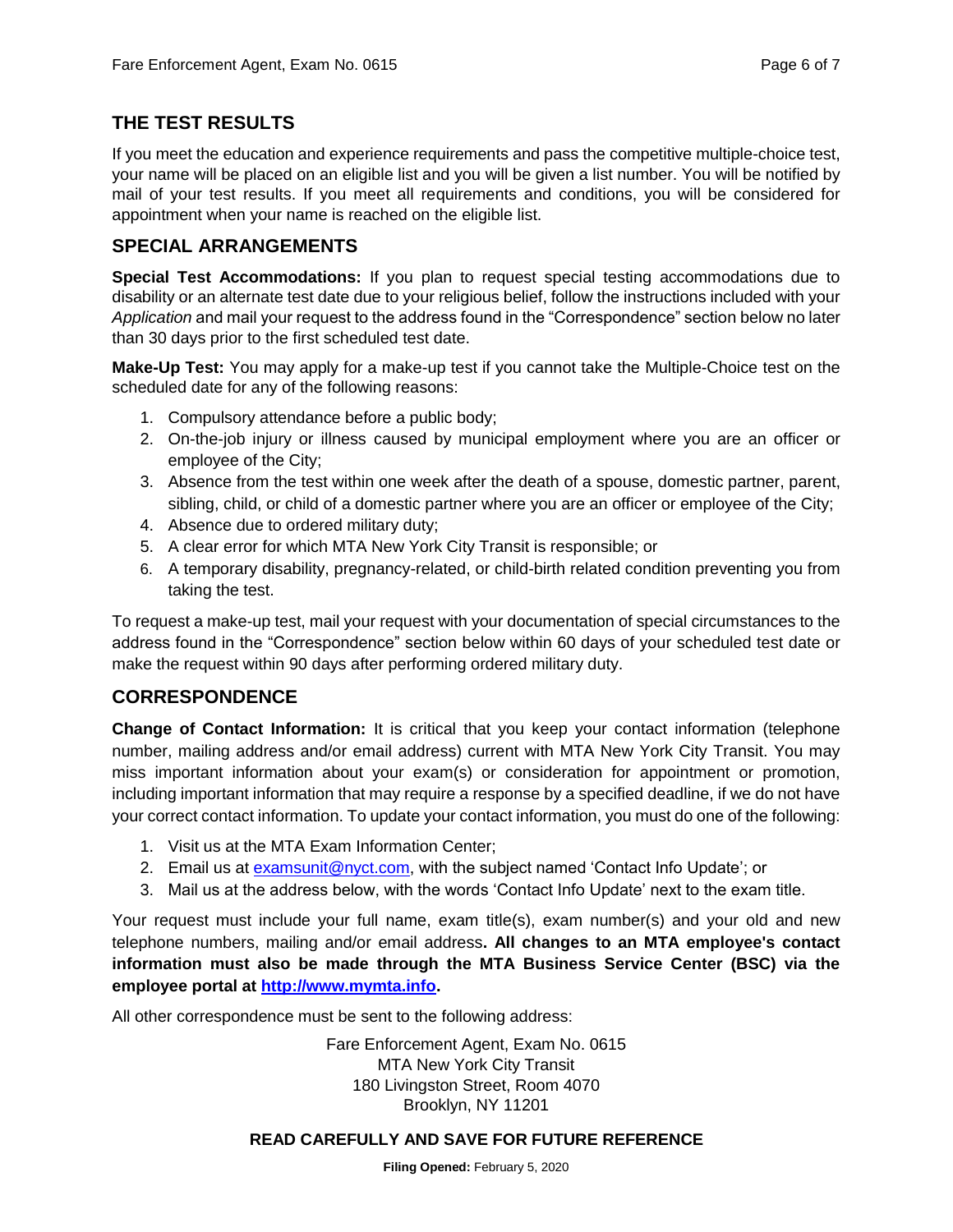## THE TEST RESULTS

If you meet the education and experience requirements and pass the competitive multiple-choice test, your name will be placed on an eligible list and you will be given a list number. You will be notified by mail of your test results. If you meet all requirements and conditions, you will be considered for appointment when your name is reached on the eligible list.

## SPECIAL ARRANGEMENTS

**Special Test Accommodations:** If you plan to request special testing accommodations due to disability or an alternate test date due to your religious belief, follow the instructions included with your *Application* and mail your request to the address found in the "Correspondence" section below no later than 30 days prior to the first scheduled test date.

**Make-Up Test:** You may apply for a make-up test if you cannot take the Multiple-Choice test on the scheduled date for any of the following reasons:

1. Compulsory attendance before a public body;
2. On-the-job injury or illness caused by municipal employment where you are an officer or employee of the City;
3. Absence from the test within one week after the death of a spouse, domestic partner, parent, sibling, child, or child of a domestic partner where you are an officer or employee of the City;
4. Absence due to ordered military duty;
5. A clear error for which MTA New York City Transit is responsible; or
6. A temporary disability, pregnancy-related, or child-birth related condition preventing you from taking the test.

To request a make-up test, mail your request with your documentation of special circumstances to the address found in the "Correspondence" section below within 60 days of your scheduled test date or make the request within 90 days after performing ordered military duty.

## CORRESPONDENCE

**Change of Contact Information:** It is critical that you keep your contact information (telephone number, mailing address and/or email address) current with MTA New York City Transit. You may miss important information about your exam(s) or consideration for appointment or promotion, including important information that may require a response by a specified deadline, if we do not have your correct contact information. To update your contact information, you must do one of the following:

1. Visit us at the MTA Exam Information Center;
2. Email us at examsunit@nyct.com, with the subject named 'Contact Info Update'; or
3. Mail us at the address below, with the words 'Contact Info Update' next to the exam title.

Your request must include your full name, exam title(s), exam number(s) and your old and new telephone numbers, mailing and/or email address**. All changes to an MTA employee's contact information must also be made through the MTA Business Service Center (BSC) via the employee portal at http://www.mymta.info.**

All other correspondence must be sent to the following address:

Fare Enforcement Agent, Exam No. 0615
MTA New York City Transit
180 Livingston Street, Room 4070
Brooklyn, NY 11201

**READ CAREFULLY AND SAVE FOR FUTURE REFERENCE**

**Filing Opened:** February 5, 2020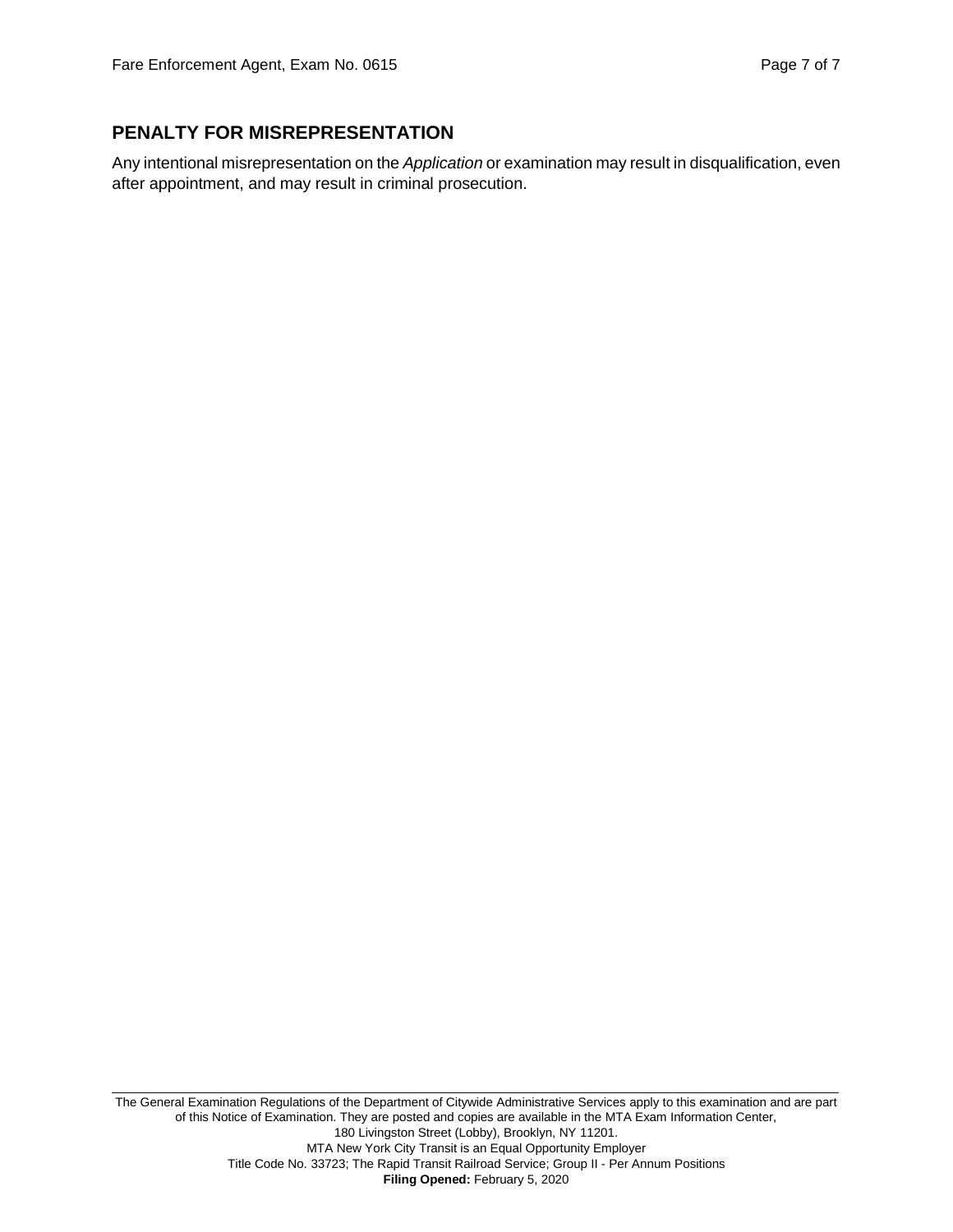## PENALTY FOR MISREPRESENTATION

Any intentional misrepresentation on the *Application* or examination may result in disqualification, even after appointment, and may result in criminal prosecution.

The General Examination Regulations of the Department of Citywide Administrative Services apply to this examination and are part of this Notice of Examination. They are posted and copies are available in the MTA Exam Information Center, 180 Livingston Street (Lobby), Brooklyn, NY 11201.
MTA New York City Transit is an Equal Opportunity Employer
Title Code No. 33723; The Rapid Transit Railroad Service; Group II - Per Annum Positions
**Filing Opened:** February 5, 2020